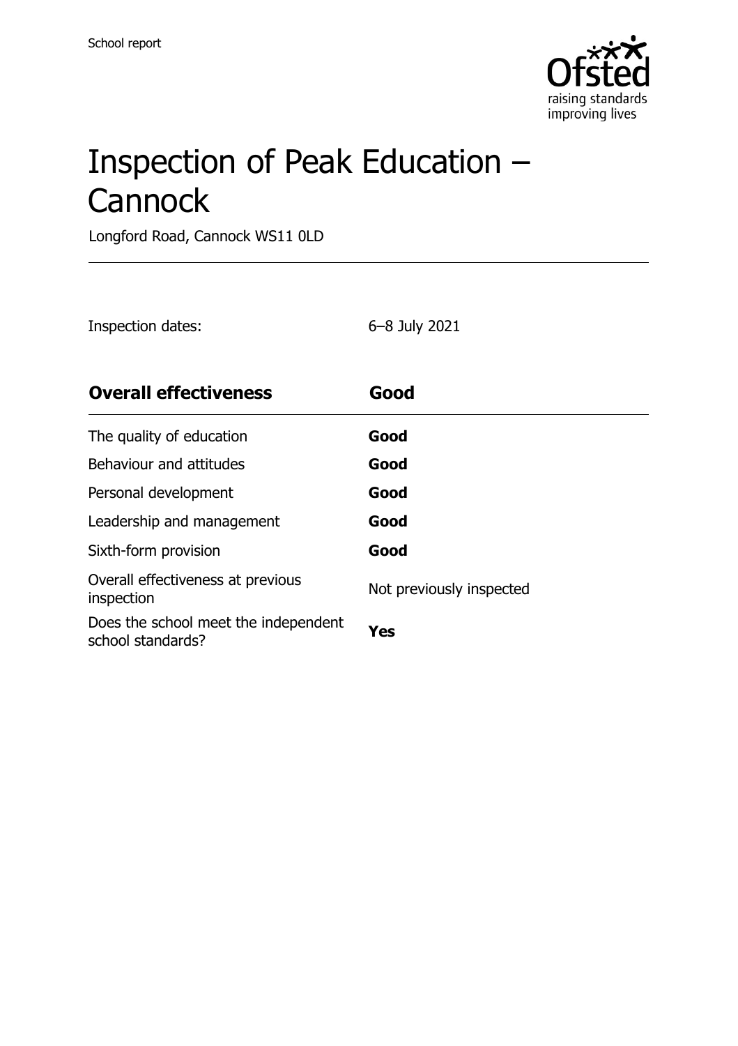School report

# Inspection of Peak Education – Cannock

Longford Road, Cannock WS11 0LD

Inspection dates: 6–8 July 2021

| **Overall effectiveness** | **Good** |
| --- | --- |
| The quality of education | **Good** |
| Behaviour and attitudes | **Good** |
| Personal development | **Good** |
| Leadership and management | **Good** |
| Sixth-form provision | **Good** |
| Overall effectiveness at previous inspection | Not previously inspected |
| Does the school meet the independent school standards? | **Yes** |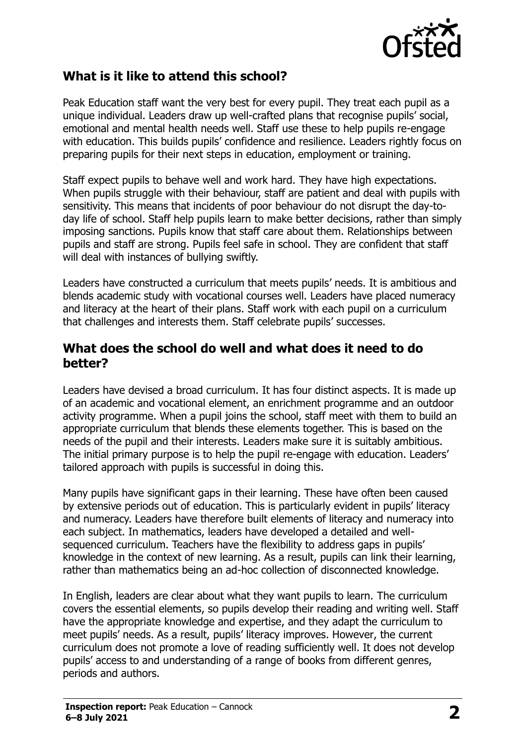## What is it like to attend this school?

Peak Education staff want the very best for every pupil. They treat each pupil as a unique individual. Leaders draw up well-crafted plans that recognise pupils' social, emotional and mental health needs well. Staff use these to help pupils re-engage with education. This builds pupils' confidence and resilience. Leaders rightly focus on preparing pupils for their next steps in education, employment or training.

Staff expect pupils to behave well and work hard. They have high expectations. When pupils struggle with their behaviour, staff are patient and deal with pupils with sensitivity. This means that incidents of poor behaviour do not disrupt the day-to-day life of school. Staff help pupils learn to make better decisions, rather than simply imposing sanctions. Pupils know that staff care about them. Relationships between pupils and staff are strong. Pupils feel safe in school. They are confident that staff will deal with instances of bullying swiftly.

Leaders have constructed a curriculum that meets pupils' needs. It is ambitious and blends academic study with vocational courses well. Leaders have placed numeracy and literacy at the heart of their plans. Staff work with each pupil on a curriculum that challenges and interests them. Staff celebrate pupils' successes.

## What does the school do well and what does it need to do better?

Leaders have devised a broad curriculum. It has four distinct aspects. It is made up of an academic and vocational element, an enrichment programme and an outdoor activity programme. When a pupil joins the school, staff meet with them to build an appropriate curriculum that blends these elements together. This is based on the needs of the pupil and their interests. Leaders make sure it is suitably ambitious. The initial primary purpose is to help the pupil re-engage with education. Leaders' tailored approach with pupils is successful in doing this.

Many pupils have significant gaps in their learning. These have often been caused by extensive periods out of education. This is particularly evident in pupils' literacy and numeracy. Leaders have therefore built elements of literacy and numeracy into each subject. In mathematics, leaders have developed a detailed and well-sequenced curriculum. Teachers have the flexibility to address gaps in pupils' knowledge in the context of new learning. As a result, pupils can link their learning, rather than mathematics being an ad-hoc collection of disconnected knowledge.

In English, leaders are clear about what they want pupils to learn. The curriculum covers the essential elements, so pupils develop their reading and writing well. Staff have the appropriate knowledge and expertise, and they adapt the curriculum to meet pupils' needs. As a result, pupils' literacy improves. However, the current curriculum does not promote a love of reading sufficiently well. It does not develop pupils' access to and understanding of a range of books from different genres, periods and authors.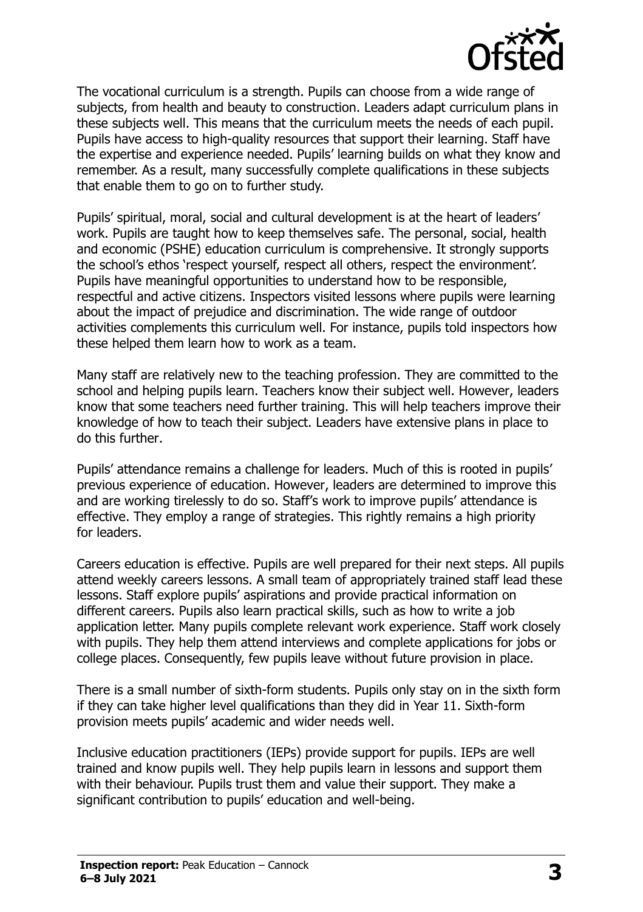The vocational curriculum is a strength. Pupils can choose from a wide range of subjects, from health and beauty to construction. Leaders adapt curriculum plans in these subjects well. This means that the curriculum meets the needs of each pupil. Pupils have access to high-quality resources that support their learning. Staff have the expertise and experience needed. Pupils' learning builds on what they know and remember. As a result, many successfully complete qualifications in these subjects that enable them to go on to further study.

Pupils' spiritual, moral, social and cultural development is at the heart of leaders' work. Pupils are taught how to keep themselves safe. The personal, social, health and economic (PSHE) education curriculum is comprehensive. It strongly supports the school's ethos 'respect yourself, respect all others, respect the environment'. Pupils have meaningful opportunities to understand how to be responsible, respectful and active citizens. Inspectors visited lessons where pupils were learning about the impact of prejudice and discrimination. The wide range of outdoor activities complements this curriculum well. For instance, pupils told inspectors how these helped them learn how to work as a team.

Many staff are relatively new to the teaching profession. They are committed to the school and helping pupils learn. Teachers know their subject well. However, leaders know that some teachers need further training. This will help teachers improve their knowledge of how to teach their subject. Leaders have extensive plans in place to do this further.

Pupils' attendance remains a challenge for leaders. Much of this is rooted in pupils' previous experience of education. However, leaders are determined to improve this and are working tirelessly to do so. Staff's work to improve pupils' attendance is effective. They employ a range of strategies. This rightly remains a high priority for leaders.

Careers education is effective. Pupils are well prepared for their next steps. All pupils attend weekly careers lessons. A small team of appropriately trained staff lead these lessons. Staff explore pupils' aspirations and provide practical information on different careers. Pupils also learn practical skills, such as how to write a job application letter. Many pupils complete relevant work experience. Staff work closely with pupils. They help them attend interviews and complete applications for jobs or college places. Consequently, few pupils leave without future provision in place.

There is a small number of sixth-form students. Pupils only stay on in the sixth form if they can take higher level qualifications than they did in Year 11. Sixth-form provision meets pupils' academic and wider needs well.

Inclusive education practitioners (IEPs) provide support for pupils. IEPs are well trained and know pupils well. They help pupils learn in lessons and support them with their behaviour. Pupils trust them and value their support. They make a significant contribution to pupils' education and well-being.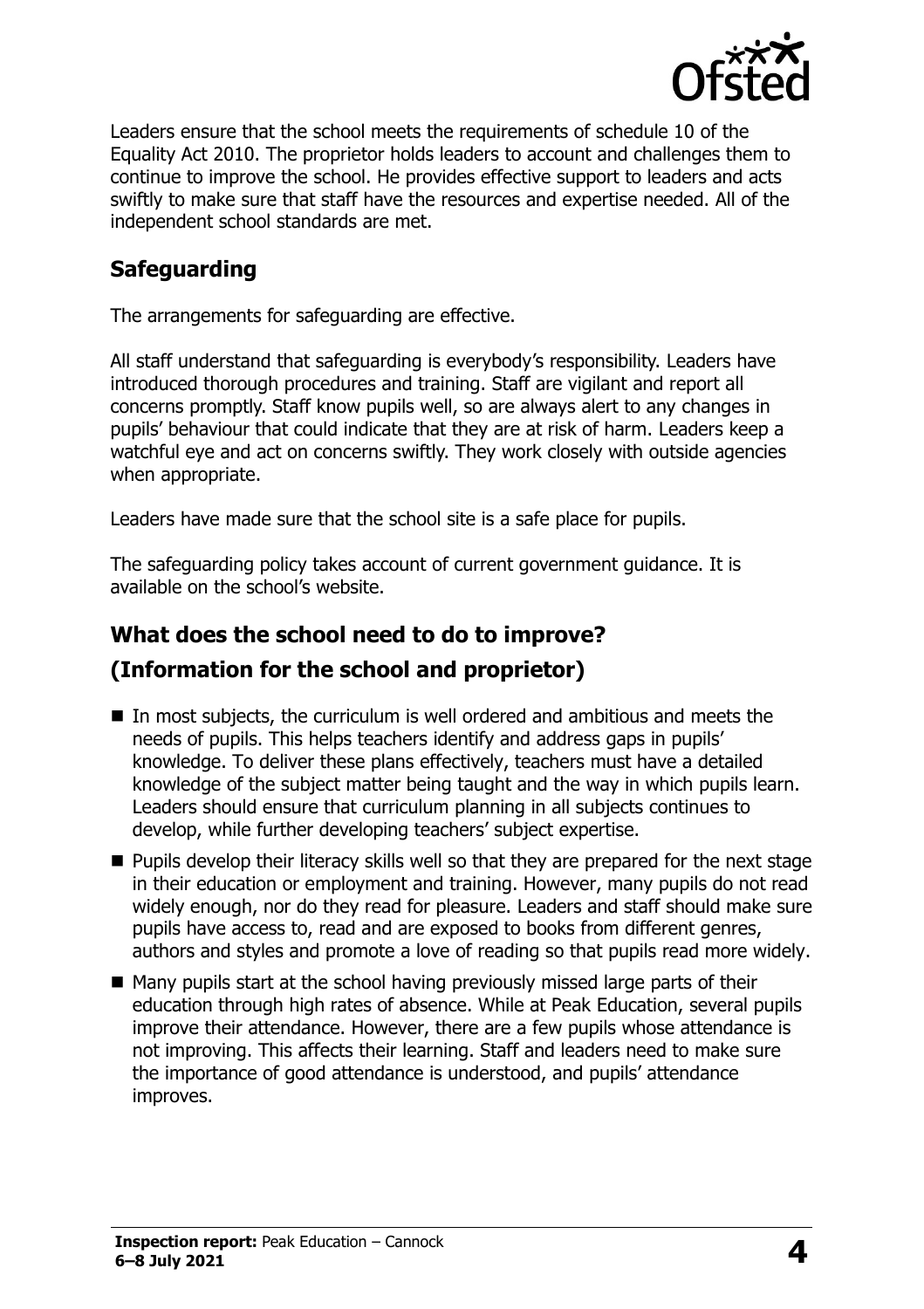Leaders ensure that the school meets the requirements of schedule 10 of the Equality Act 2010. The proprietor holds leaders to account and challenges them to continue to improve the school. He provides effective support to leaders and acts swiftly to make sure that staff have the resources and expertise needed. All of the independent school standards are met.

## Safeguarding

The arrangements for safeguarding are effective.

All staff understand that safeguarding is everybody's responsibility. Leaders have introduced thorough procedures and training. Staff are vigilant and report all concerns promptly. Staff know pupils well, so are always alert to any changes in pupils' behaviour that could indicate that they are at risk of harm. Leaders keep a watchful eye and act on concerns swiftly. They work closely with outside agencies when appropriate.

Leaders have made sure that the school site is a safe place for pupils.

The safeguarding policy takes account of current government guidance. It is available on the school's website.

## What does the school need to do to improve?
## (Information for the school and proprietor)

- In most subjects, the curriculum is well ordered and ambitious and meets the needs of pupils. This helps teachers identify and address gaps in pupils' knowledge. To deliver these plans effectively, teachers must have a detailed knowledge of the subject matter being taught and the way in which pupils learn. Leaders should ensure that curriculum planning in all subjects continues to develop, while further developing teachers' subject expertise.
- Pupils develop their literacy skills well so that they are prepared for the next stage in their education or employment and training. However, many pupils do not read widely enough, nor do they read for pleasure. Leaders and staff should make sure pupils have access to, read and are exposed to books from different genres, authors and styles and promote a love of reading so that pupils read more widely.
- Many pupils start at the school having previously missed large parts of their education through high rates of absence. While at Peak Education, several pupils improve their attendance. However, there are a few pupils whose attendance is not improving. This affects their learning. Staff and leaders need to make sure the importance of good attendance is understood, and pupils' attendance improves.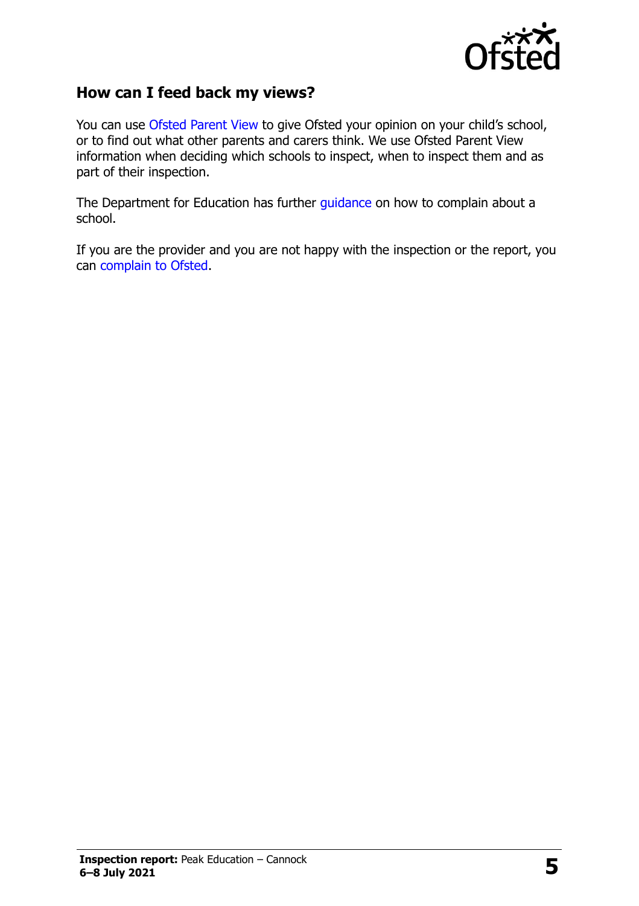## How can I feed back my views?

You can use Ofsted Parent View to give Ofsted your opinion on your child's school, or to find out what other parents and carers think. We use Ofsted Parent View information when deciding which schools to inspect, when to inspect them and as part of their inspection.

The Department for Education has further guidance on how to complain about a school.

If you are the provider and you are not happy with the inspection or the report, you can complain to Ofsted.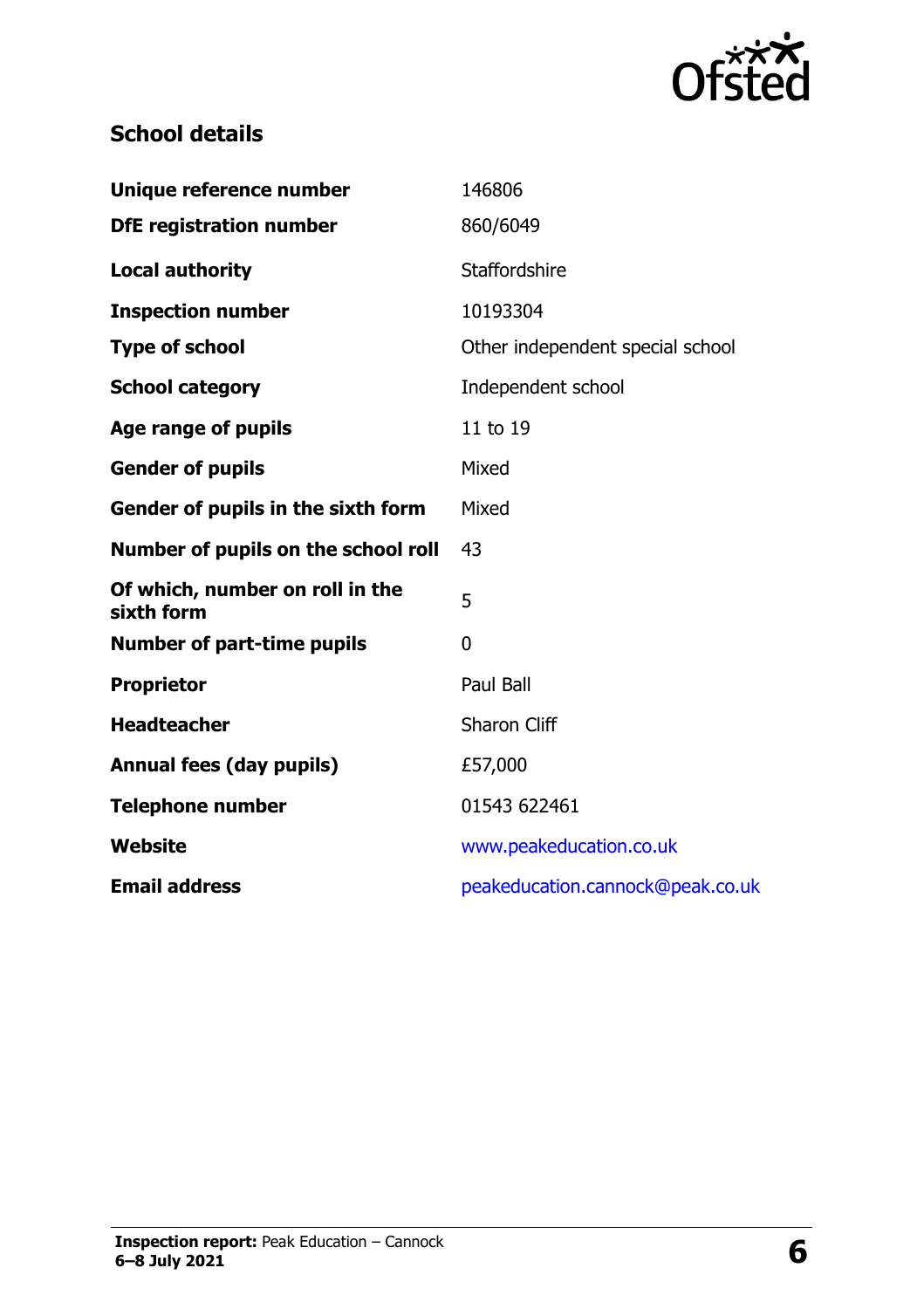## School details

| | |
|---|---|
| **Unique reference number** | 146806 |
| **DfE registration number** | 860/6049 |
| **Local authority** | Staffordshire |
| **Inspection number** | 10193304 |
| **Type of school** | Other independent special school |
| **School category** | Independent school |
| **Age range of pupils** | 11 to 19 |
| **Gender of pupils** | Mixed |
| **Gender of pupils in the sixth form** | Mixed |
| **Number of pupils on the school roll** | 43 |
| **Of which, number on roll in the sixth form** | 5 |
| **Number of part-time pupils** | 0 |
| **Proprietor** | Paul Ball |
| **Headteacher** | Sharon Cliff |
| **Annual fees (day pupils)** | £57,000 |
| **Telephone number** | 01543 622461 |
| **Website** | www.peakeducation.co.uk |
| **Email address** | peakeducation.cannock@peak.co.uk |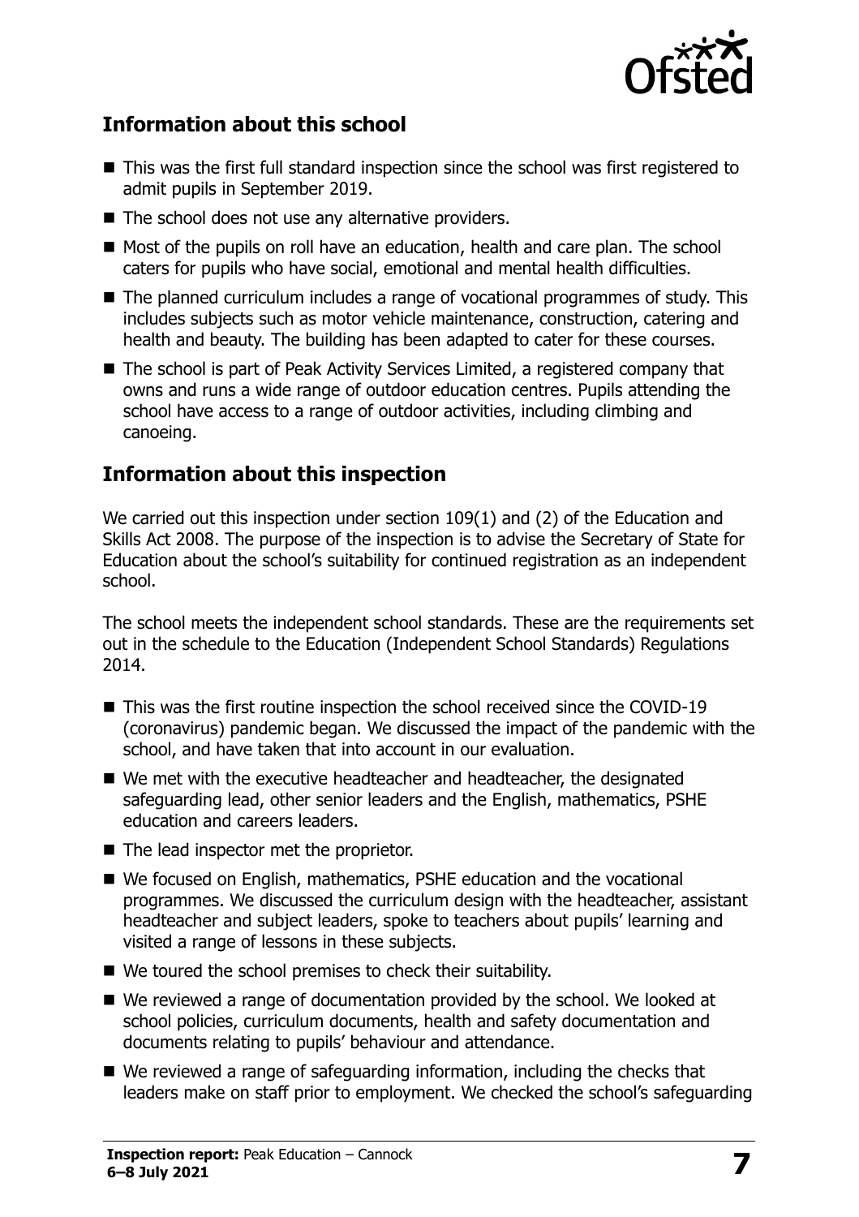## Information about this school

- This was the first full standard inspection since the school was first registered to admit pupils in September 2019.
- The school does not use any alternative providers.
- Most of the pupils on roll have an education, health and care plan. The school caters for pupils who have social, emotional and mental health difficulties.
- The planned curriculum includes a range of vocational programmes of study. This includes subjects such as motor vehicle maintenance, construction, catering and health and beauty. The building has been adapted to cater for these courses.
- The school is part of Peak Activity Services Limited, a registered company that owns and runs a wide range of outdoor education centres. Pupils attending the school have access to a range of outdoor activities, including climbing and canoeing.

## Information about this inspection

We carried out this inspection under section 109(1) and (2) of the Education and Skills Act 2008. The purpose of the inspection is to advise the Secretary of State for Education about the school's suitability for continued registration as an independent school.

The school meets the independent school standards. These are the requirements set out in the schedule to the Education (Independent School Standards) Regulations 2014.

- This was the first routine inspection the school received since the COVID-19 (coronavirus) pandemic began. We discussed the impact of the pandemic with the school, and have taken that into account in our evaluation.
- We met with the executive headteacher and headteacher, the designated safeguarding lead, other senior leaders and the English, mathematics, PSHE education and careers leaders.
- The lead inspector met the proprietor.
- We focused on English, mathematics, PSHE education and the vocational programmes. We discussed the curriculum design with the headteacher, assistant headteacher and subject leaders, spoke to teachers about pupils' learning and visited a range of lessons in these subjects.
- We toured the school premises to check their suitability.
- We reviewed a range of documentation provided by the school. We looked at school policies, curriculum documents, health and safety documentation and documents relating to pupils' behaviour and attendance.
- We reviewed a range of safeguarding information, including the checks that leaders make on staff prior to employment. We checked the school's safeguarding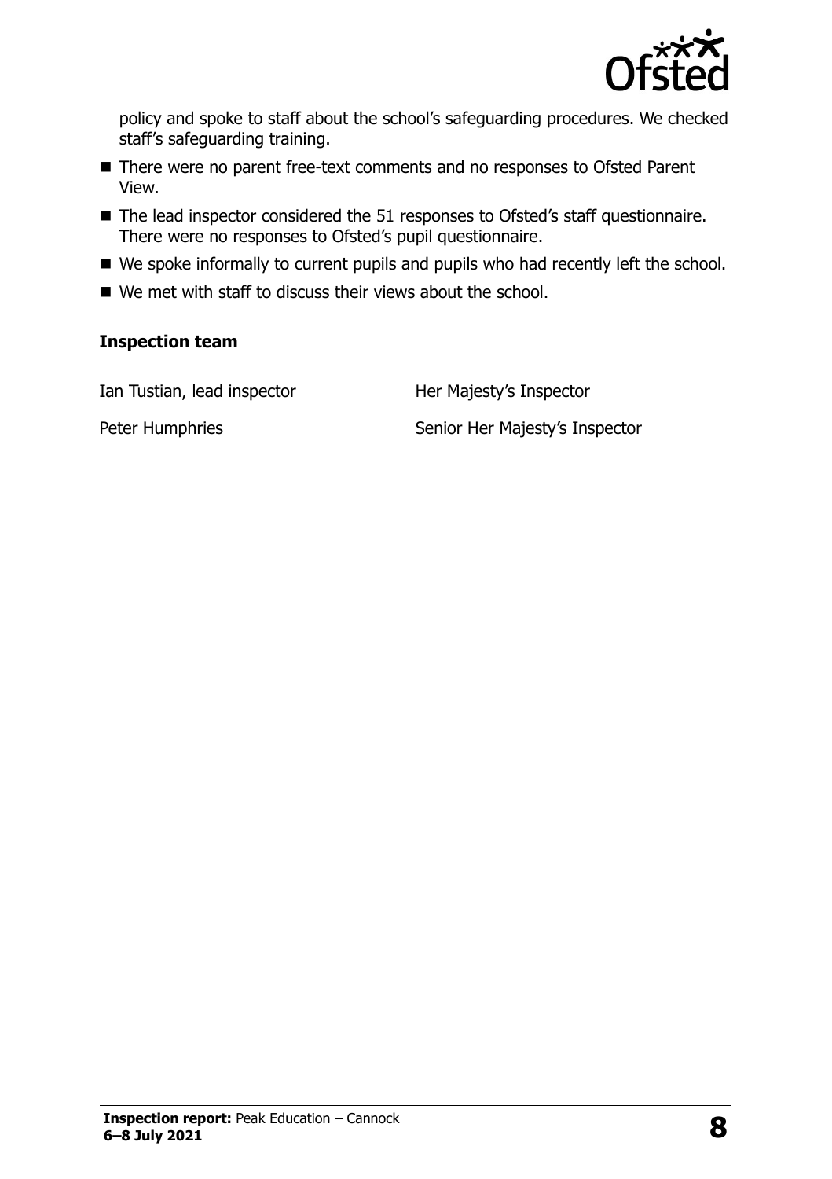policy and spoke to staff about the school's safeguarding procedures. We checked staff's safeguarding training.

- There were no parent free-text comments and no responses to Ofsted Parent View.
- The lead inspector considered the 51 responses to Ofsted's staff questionnaire. There were no responses to Ofsted's pupil questionnaire.
- We spoke informally to current pupils and pupils who had recently left the school.
- We met with staff to discuss their views about the school.

### Inspection team

| | |
|---|---|
| Ian Tustian, lead inspector | Her Majesty's Inspector |
| Peter Humphries | Senior Her Majesty's Inspector |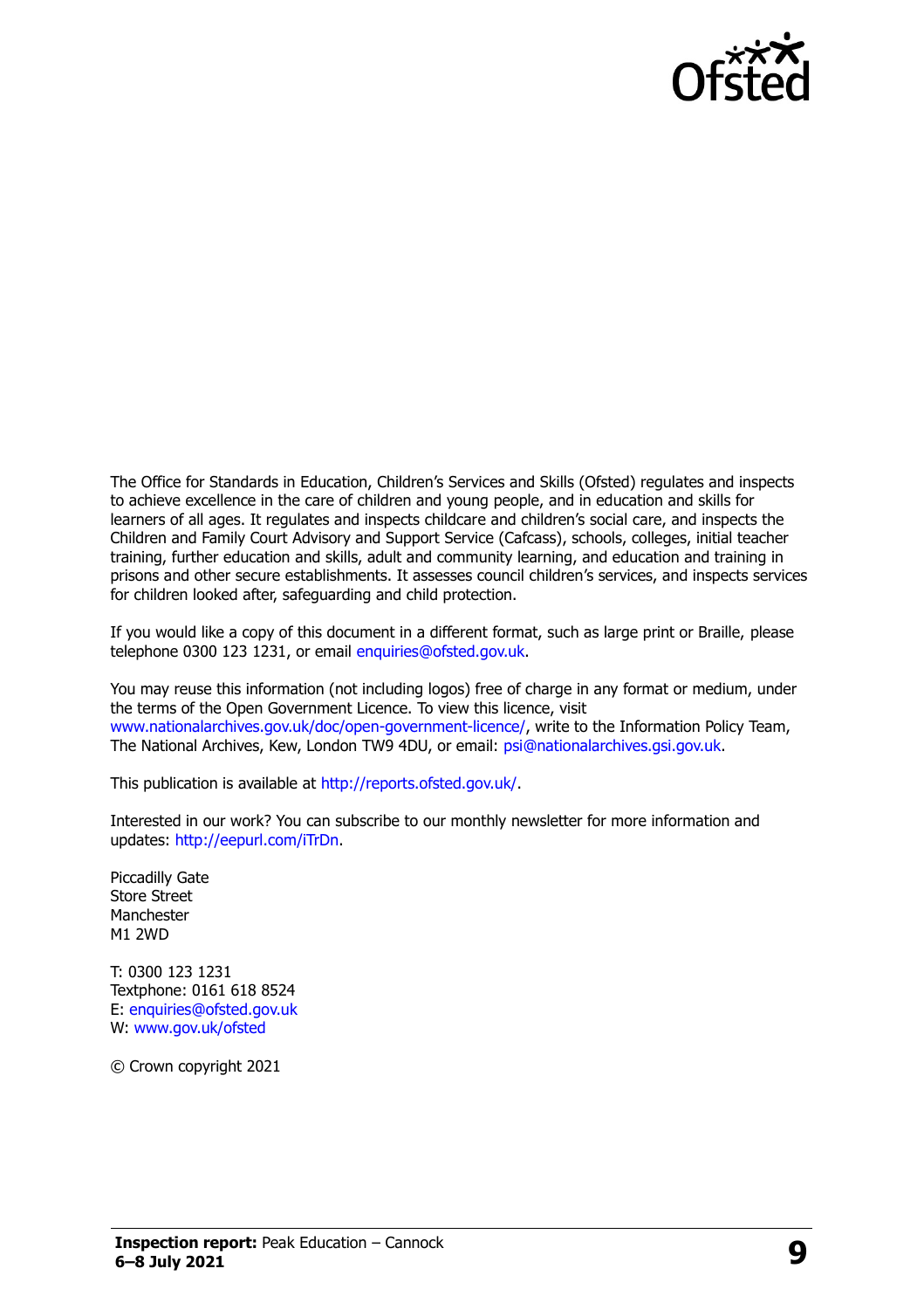The Office for Standards in Education, Children's Services and Skills (Ofsted) regulates and inspects to achieve excellence in the care of children and young people, and in education and skills for learners of all ages. It regulates and inspects childcare and children's social care, and inspects the Children and Family Court Advisory and Support Service (Cafcass), schools, colleges, initial teacher training, further education and skills, adult and community learning, and education and training in prisons and other secure establishments. It assesses council children's services, and inspects services for children looked after, safeguarding and child protection.

If you would like a copy of this document in a different format, such as large print or Braille, please telephone 0300 123 1231, or email enquiries@ofsted.gov.uk.

You may reuse this information (not including logos) free of charge in any format or medium, under the terms of the Open Government Licence. To view this licence, visit www.nationalarchives.gov.uk/doc/open-government-licence/, write to the Information Policy Team, The National Archives, Kew, London TW9 4DU, or email: psi@nationalarchives.gsi.gov.uk.

This publication is available at http://reports.ofsted.gov.uk/.

Interested in our work? You can subscribe to our monthly newsletter for more information and updates: http://eepurl.com/iTrDn.

Piccadilly Gate
Store Street
Manchester
M1 2WD

T: 0300 123 1231
Textphone: 0161 618 8524
E: enquiries@ofsted.gov.uk
W: www.gov.uk/ofsted

© Crown copyright 2021